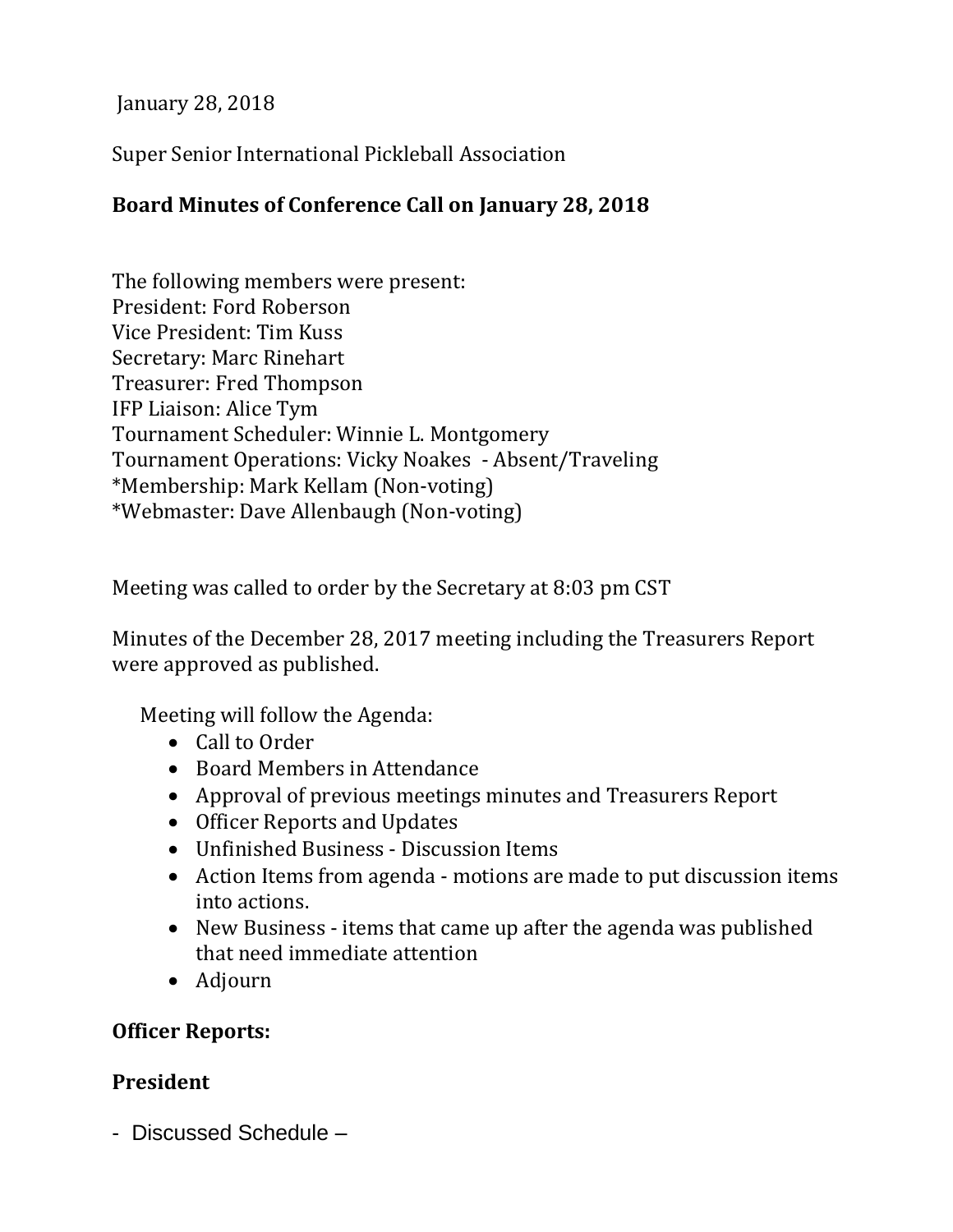January 28, 2018

Super Senior International Pickleball Association

**Board Minutes of Conference Call on January 28, 2018**

The following members were present:
President: Ford Roberson
Vice President: Tim Kuss
Secretary: Marc Rinehart
Treasurer: Fred Thompson
IFP Liaison: Alice Tym
Tournament Scheduler: Winnie L. Montgomery
Tournament Operations: Vicky Noakes - Absent/Traveling
*Membership: Mark Kellam (Non-voting)
*Webmaster: Dave Allenbaugh (Non-voting)

Meeting was called to order by the Secretary at 8:03 pm CST

Minutes of the December 28, 2017 meeting including the Treasurers Report were approved as published.

Meeting will follow the Agenda:

- Call to Order
- Board Members in Attendance
- Approval of previous meetings minutes and Treasurers Report
- Officer Reports and Updates
- Unfinished Business - Discussion Items
- Action Items from agenda - motions are made to put discussion items into actions.
- New Business - items that came up after the agenda was published that need immediate attention
- Adjourn

**Officer Reports:**

**President**

- Discussed Schedule –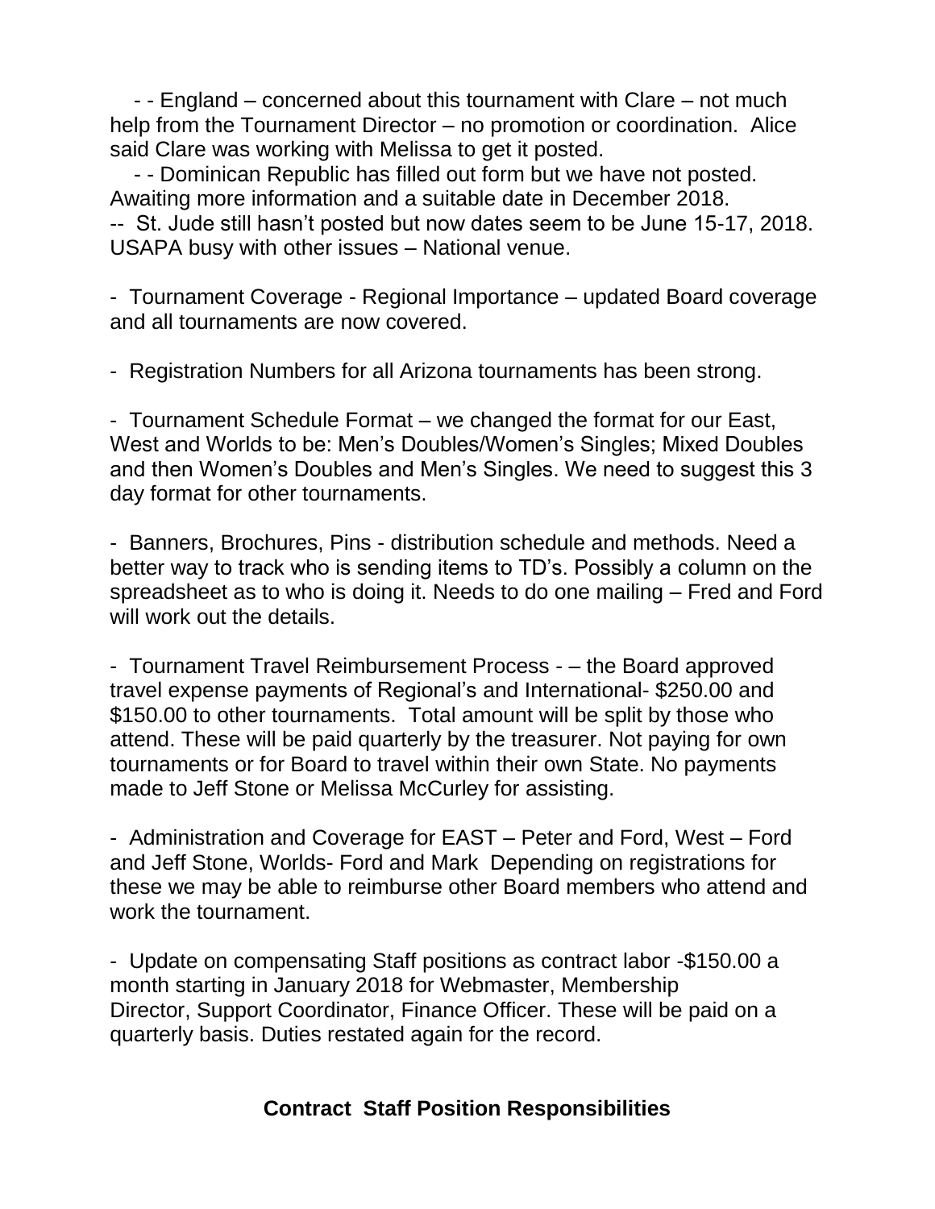- - England – concerned about this tournament with Clare – not much help from the Tournament Director – no promotion or coordination. Alice said Clare was working with Melissa to get it posted.

- - Dominican Republic has filled out form but we have not posted. Awaiting more information and a suitable date in December 2018.

-- St. Jude still hasn't posted but now dates seem to be June 15-17, 2018. USAPA busy with other issues – National venue.

- Tournament Coverage - Regional Importance – updated Board coverage and all tournaments are now covered.

- Registration Numbers for all Arizona tournaments has been strong.

- Tournament Schedule Format – we changed the format for our East, West and Worlds to be: Men's Doubles/Women's Singles; Mixed Doubles and then Women's Doubles and Men's Singles. We need to suggest this 3 day format for other tournaments.

- Banners, Brochures, Pins - distribution schedule and methods. Need a better way to track who is sending items to TD's. Possibly a column on the spreadsheet as to who is doing it. Needs to do one mailing – Fred and Ford will work out the details.

- Tournament Travel Reimbursement Process - – the Board approved travel expense payments of Regional's and International- $250.00 and $150.00 to other tournaments. Total amount will be split by those who attend. These will be paid quarterly by the treasurer. Not paying for own tournaments or for Board to travel within their own State. No payments made to Jeff Stone or Melissa McCurley for assisting.

- Administration and Coverage for EAST – Peter and Ford, West – Ford and Jeff Stone, Worlds- Ford and Mark Depending on registrations for these we may be able to reimburse other Board members who attend and work the tournament.

- Update on compensating Staff positions as contract labor -$150.00 a month starting in January 2018 for Webmaster, Membership Director, Support Coordinator, Finance Officer. These will be paid on a quarterly basis. Duties restated again for the record.

## Contract Staff Position Responsibilities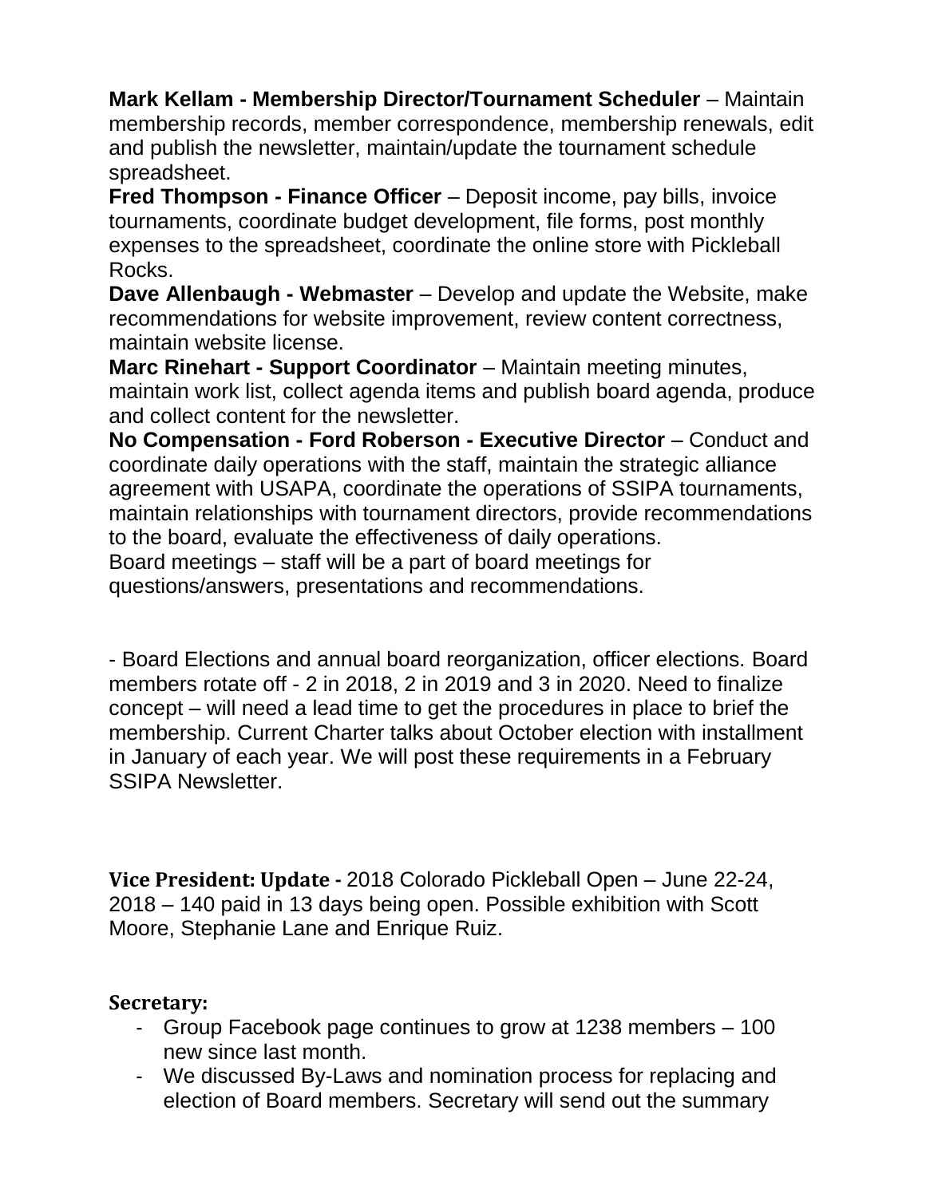**Mark Kellam - Membership Director/Tournament Scheduler** – Maintain membership records, member correspondence, membership renewals, edit and publish the newsletter, maintain/update the tournament schedule spreadsheet.
**Fred Thompson - Finance Officer** – Deposit income, pay bills, invoice tournaments, coordinate budget development, file forms, post monthly expenses to the spreadsheet, coordinate the online store with Pickleball Rocks.
**Dave Allenbaugh - Webmaster** – Develop and update the Website, make recommendations for website improvement, review content correctness, maintain website license.
**Marc Rinehart - Support Coordinator** – Maintain meeting minutes, maintain work list, collect agenda items and publish board agenda, produce and collect content for the newsletter.
**No Compensation - Ford Roberson - Executive Director** – Conduct and coordinate daily operations with the staff, maintain the strategic alliance agreement with USAPA, coordinate the operations of SSIPA tournaments, maintain relationships with tournament directors, provide recommendations to the board, evaluate the effectiveness of daily operations.
Board meetings – staff will be a part of board meetings for questions/answers, presentations and recommendations.

- Board Elections and annual board reorganization, officer elections. Board members rotate off - 2 in 2018, 2 in 2019 and 3 in 2020. Need to finalize concept – will need a lead time to get the procedures in place to brief the membership. Current Charter talks about October election with installment in January of each year. We will post these requirements in a February SSIPA Newsletter.

**Vice President: Update -** 2018 Colorado Pickleball Open – June 22-24, 2018 – 140 paid in 13 days being open. Possible exhibition with Scott Moore, Stephanie Lane and Enrique Ruiz.

**Secretary:**

- Group Facebook page continues to grow at 1238 members – 100 new since last month.
- We discussed By-Laws and nomination process for replacing and election of Board members. Secretary will send out the summary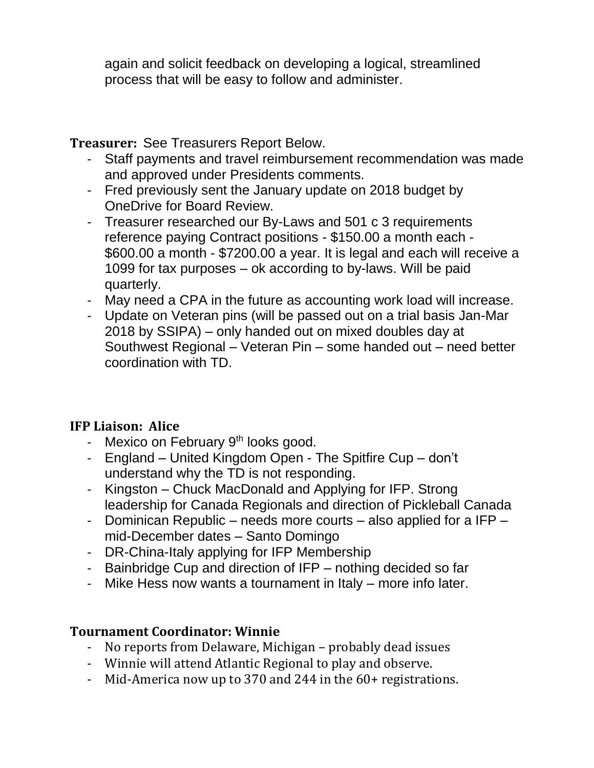again and solicit feedback on developing a logical, streamlined process that will be easy to follow and administer.

**Treasurer:** See Treasurers Report Below.

- Staff payments and travel reimbursement recommendation was made and approved under Presidents comments.
- Fred previously sent the January update on 2018 budget by OneDrive for Board Review.
- Treasurer researched our By-Laws and 501 c 3 requirements reference paying Contract positions - $150.00 a month each - $600.00 a month - $7200.00 a year. It is legal and each will receive a 1099 for tax purposes – ok according to by-laws. Will be paid quarterly.
- May need a CPA in the future as accounting work load will increase.
- Update on Veteran pins (will be passed out on a trial basis Jan-Mar 2018 by SSIPA) – only handed out on mixed doubles day at Southwest Regional – Veteran Pin – some handed out – need better coordination with TD.

**IFP Liaison: Alice**

- Mexico on February 9th looks good.
- England – United Kingdom Open - The Spitfire Cup – don't understand why the TD is not responding.
- Kingston – Chuck MacDonald and Applying for IFP. Strong leadership for Canada Regionals and direction of Pickleball Canada
- Dominican Republic – needs more courts – also applied for a IFP – mid-December dates – Santo Domingo
- DR-China-Italy applying for IFP Membership
- Bainbridge Cup and direction of IFP – nothing decided so far
- Mike Hess now wants a tournament in Italy – more info later.

**Tournament Coordinator: Winnie**

- No reports from Delaware, Michigan – probably dead issues
- Winnie will attend Atlantic Regional to play and observe.
- Mid-America now up to 370 and 244 in the 60+ registrations.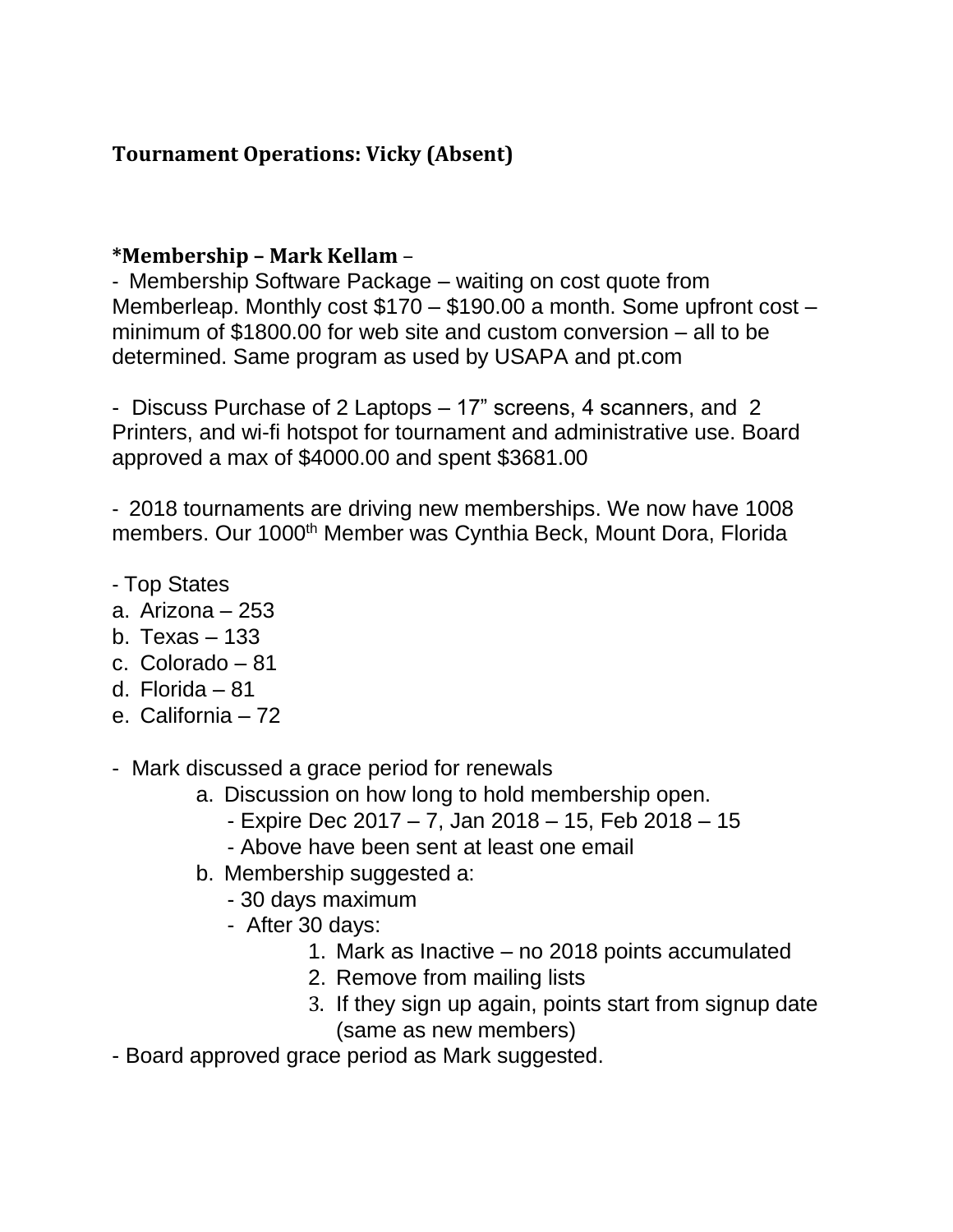**Tournament Operations: Vicky (Absent)**

***Membership – Mark Kellam** –

- Membership Software Package – waiting on cost quote from Memberleap. Monthly cost $170 – $190.00 a month. Some upfront cost – minimum of $1800.00 for web site and custom conversion – all to be determined. Same program as used by USAPA and pt.com

- Discuss Purchase of 2 Laptops – 17" screens, 4 scanners, and 2 Printers, and wi-fi hotspot for tournament and administrative use. Board approved a max of $4000.00 and spent $3681.00

- 2018 tournaments are driving new memberships. We now have 1008 members. Our 1000th Member was Cynthia Beck, Mount Dora, Florida

- Top States
  a. Arizona – 253
  b. Texas – 133
  c. Colorado – 81
  d. Florida – 81
  e. California – 72

- Mark discussed a grace period for renewals
  a. Discussion on how long to hold membership open.
     - Expire Dec 2017 – 7, Jan 2018 – 15, Feb 2018 – 15
     - Above have been sent at least one email
  b. Membership suggested a:
     - 30 days maximum
     - After 30 days:
       1. Mark as Inactive – no 2018 points accumulated
       2. Remove from mailing lists
       3. If they sign up again, points start from signup date (same as new members)

- Board approved grace period as Mark suggested.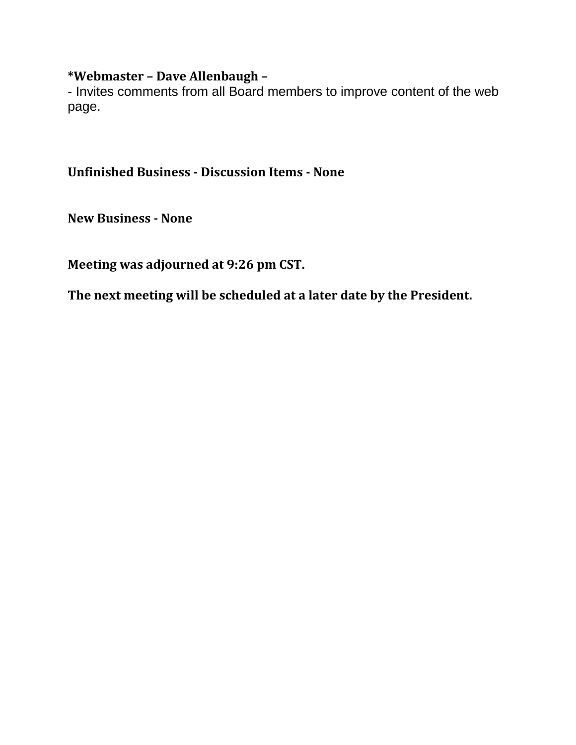**\*Webmaster – Dave Allenbaugh –**

- Invites comments from all Board members to improve content of the web page.

**Unfinished Business - Discussion Items - None**

**New Business - None**

**Meeting was adjourned at 9:26 pm CST.**

**The next meeting will be scheduled at a later date by the President.**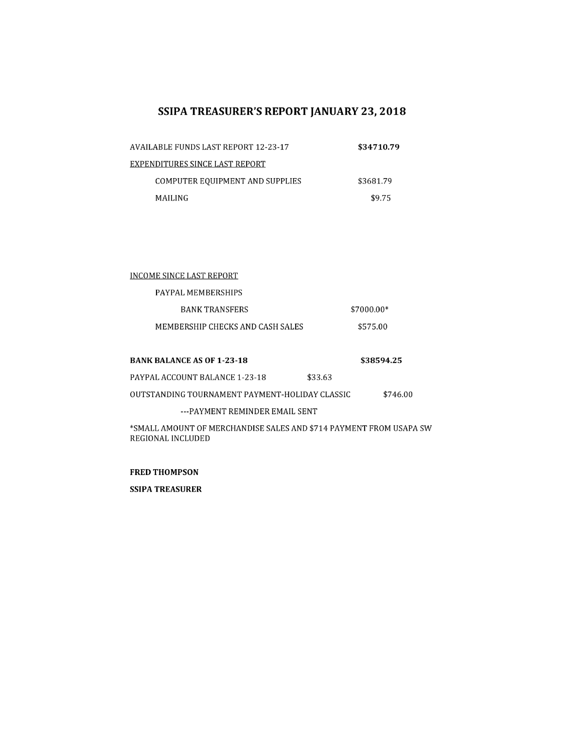# SSIPA TREASURER'S REPORT JANUARY 23, 2018

| | |
|---|---|
| AVAILABLE FUNDS LAST REPORT 12-23-17 | **$34710.79** |
| <u>EXPENDITURES SINCE LAST REPORT</u> | |
| COMPUTER EQUIPMENT AND SUPPLIES | $3681.79 |
| MAILING | $9.75 |
| | |
| <u>INCOME SINCE LAST REPORT</u> | |
| PAYPAL MEMBERSHIPS | |
| BANK TRANSFERS | $7000.00* |
| MEMBERSHIP CHECKS AND CASH SALES | $575.00 |
| | |
| **BANK BALANCE AS OF 1-23-18** | **$38594.25** |

PAYPAL ACCOUNT BALANCE 1-23-18 $33.63

OUTSTANDING TOURNAMENT PAYMENT-HOLIDAY CLASSIC $746.00

---PAYMENT REMINDER EMAIL SENT

*SMALL AMOUNT OF MERCHANDISE SALES AND $714 PAYMENT FROM USAPA SW REGIONAL INCLUDED

**FRED THOMPSON**

**SSIPA TREASURER**